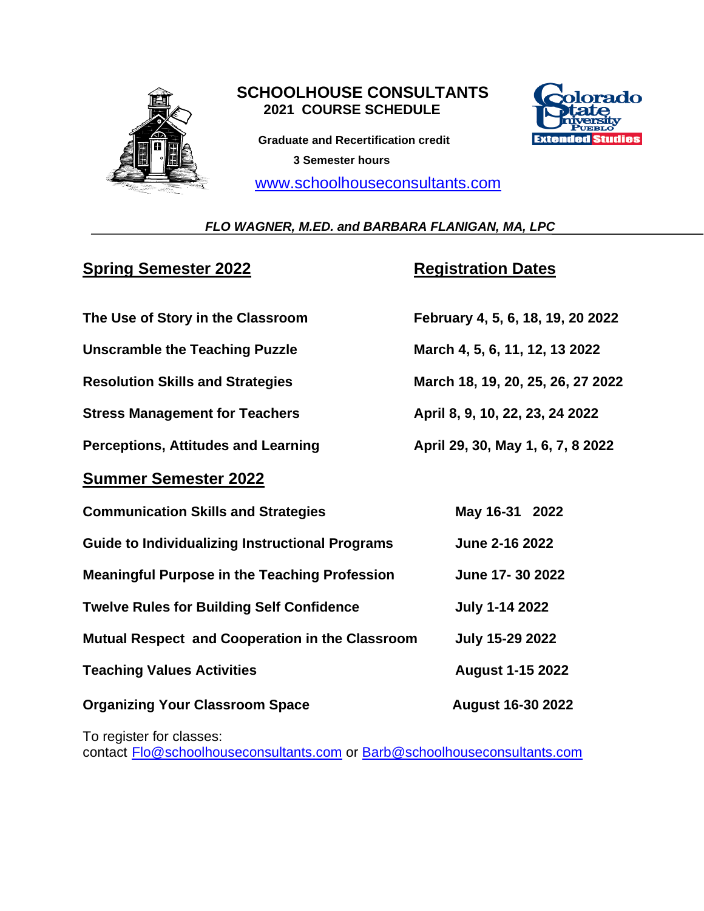# SCHOOLHOUSE CONSULTANTS

## 2021 COURSE SCHEDULE

**Graduate and Recertification credit**

**3 Semester hours**

www.schoolhouseconsultants.com

***FLO WAGNER, M.ED. and BARBARA FLANIGAN, MA, LPC***

| Spring Semester 2022 | Registration Dates |
|---|---|
| The Use of Story in the Classroom | February 4, 5, 6, 18, 19, 20 2022 |
| Unscramble the Teaching Puzzle | March 4, 5, 6, 11, 12, 13 2022 |
| Resolution Skills and Strategies | March 18, 19, 20, 25, 26, 27 2022 |
| Stress Management for Teachers | April 8, 9, 10, 22, 23, 24 2022 |
| Perceptions, Attitudes and Learning | April 29, 30, May 1, 6, 7, 8 2022 |

## Summer Semester 2022

| Course | Dates |
|---|---|
| Communication Skills and Strategies | May 16-31 2022 |
| Guide to Individualizing Instructional Programs | June 2-16 2022 |
| Meaningful Purpose in the Teaching Profession | June 17- 30 2022 |
| Twelve Rules for Building Self Confidence | July 1-14 2022 |
| Mutual Respect and Cooperation in the Classroom | July 15-29 2022 |
| Teaching Values Activities | August 1-15 2022 |
| Organizing Your Classroom Space | August 16-30 2022 |

To register for classes:
contact Flo@schoolhouseconsultants.com or Barb@schoolhouseconsultants.com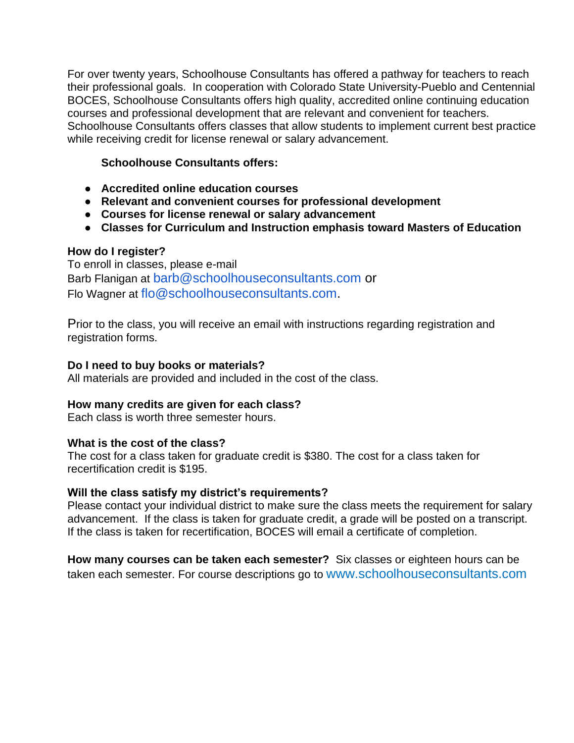For over twenty years, Schoolhouse Consultants has offered a pathway for teachers to reach their professional goals. In cooperation with Colorado State University-Pueblo and Centennial BOCES, Schoolhouse Consultants offers high quality, accredited online continuing education courses and professional development that are relevant and convenient for teachers. Schoolhouse Consultants offers classes that allow students to implement current best practice while receiving credit for license renewal or salary advancement.

**Schoolhouse Consultants offers:**

- **Accredited online education courses**
- **Relevant and convenient courses for professional development**
- **Courses for license renewal or salary advancement**
- **Classes for Curriculum and Instruction emphasis toward Masters of Education**

**How do I register?**
To enroll in classes, please e-mail
Barb Flanigan at barb@schoolhouseconsultants.com or
Flo Wagner at flo@schoolhouseconsultants.com.

Prior to the class, you will receive an email with instructions regarding registration and registration forms.

**Do I need to buy books or materials?**
All materials are provided and included in the cost of the class.

**How many credits are given for each class?**
Each class is worth three semester hours.

**What is the cost of the class?**
The cost for a class taken for graduate credit is $380. The cost for a class taken for recertification credit is $195.

**Will the class satisfy my district's requirements?**
Please contact your individual district to make sure the class meets the requirement for salary advancement. If the class is taken for graduate credit, a grade will be posted on a transcript. If the class is taken for recertification, BOCES will email a certificate of completion.

**How many courses can be taken each semester?** Six classes or eighteen hours can be taken each semester. For course descriptions go to www.schoolhouseconsultants.com